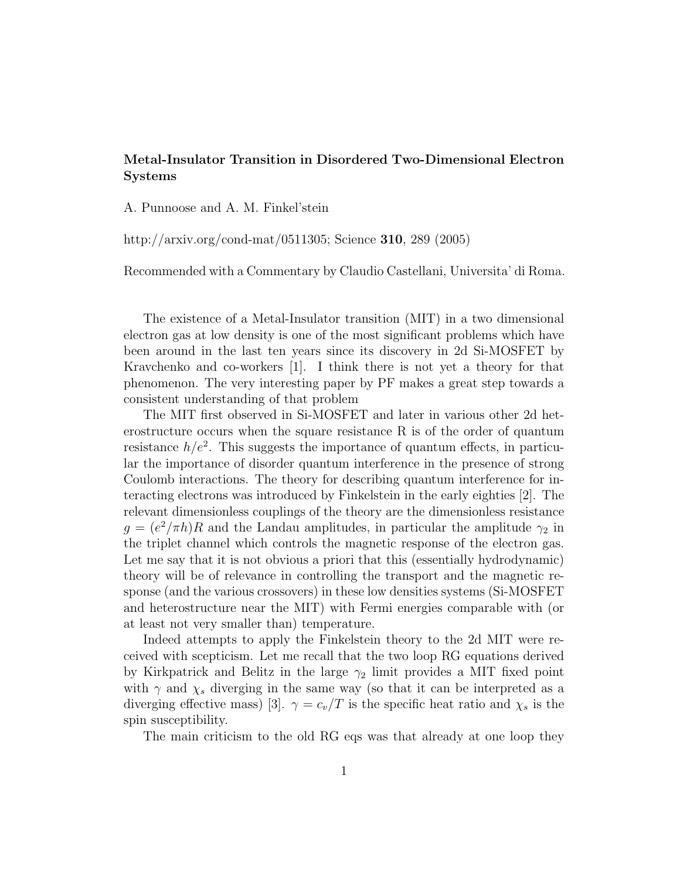**Metal-Insulator Transition in Disordered Two-Dimensional Electron Systems**

A. Punnoose and A. M. Finkel'stein

http://arxiv.org/cond-mat/0511305; Science **310**, 289 (2005)

Recommended with a Commentary by Claudio Castellani, Universita' di Roma.

The existence of a Metal-Insulator transition (MIT) in a two dimensional electron gas at low density is one of the most significant problems which have been around in the last ten years since its discovery in 2d Si-MOSFET by Kravchenko and co-workers [1]. I think there is not yet a theory for that phenomenon. The very interesting paper by PF makes a great step towards a consistent understanding of that problem

The MIT first observed in Si-MOSFET and later in various other 2d heterostructure occurs when the square resistance R is of the order of quantum resistance $h/e^2$. This suggests the importance of quantum effects, in particular the importance of disorder quantum interference in the presence of strong Coulomb interactions. The theory for describing quantum interference for interacting electrons was introduced by Finkelstein in the early eighties [2]. The relevant dimensionless couplings of the theory are the dimensionless resistance $g = (e^2/\pi h)R$ and the Landau amplitudes, in particular the amplitude $\gamma_2$ in the triplet channel which controls the magnetic response of the electron gas. Let me say that it is not obvious a priori that this (essentially hydrodynamic) theory will be of relevance in controlling the transport and the magnetic response (and the various crossovers) in these low densities systems (Si-MOSFET and heterostructure near the MIT) with Fermi energies comparable with (or at least not very smaller than) temperature.

Indeed attempts to apply the Finkelstein theory to the 2d MIT were received with scepticism. Let me recall that the two loop RG equations derived by Kirkpatrick and Belitz in the large $\gamma_2$ limit provides a MIT fixed point with $\gamma$ and $\chi_s$ diverging in the same way (so that it can be interpreted as a diverging effective mass) [3]. $\gamma = c_v/T$ is the specific heat ratio and $\chi_s$ is the spin susceptibility.

The main criticism to the old RG eqs was that already at one loop they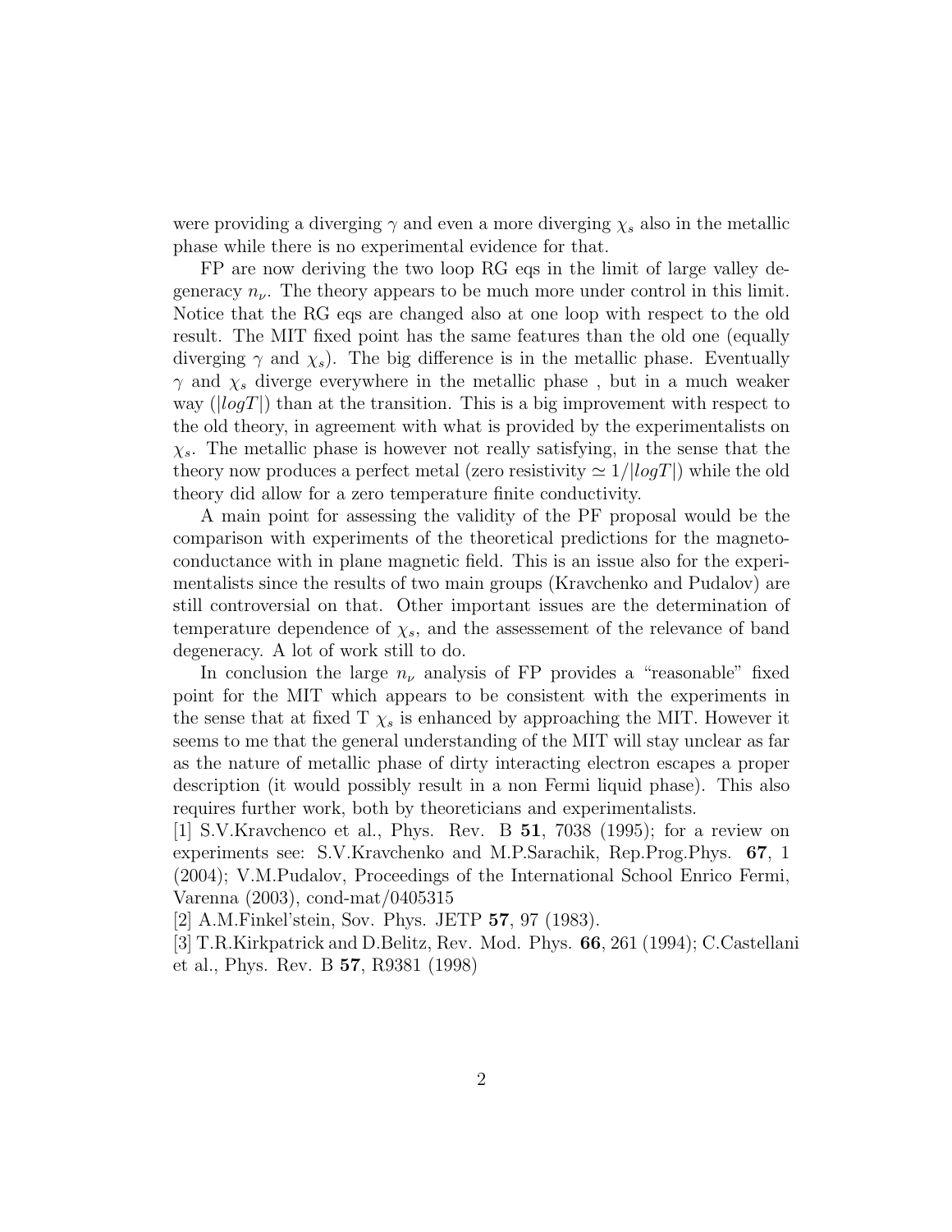were providing a diverging $\gamma$ and even a more diverging $\chi_s$ also in the metallic phase while there is no experimental evidence for that.

FP are now deriving the two loop RG eqs in the limit of large valley degeneracy $n_\nu$. The theory appears to be much more under control in this limit. Notice that the RG eqs are changed also at one loop with respect to the old result. The MIT fixed point has the same features than the old one (equally diverging $\gamma$ and $\chi_s$). The big difference is in the metallic phase. Eventually $\gamma$ and $\chi_s$ diverge everywhere in the metallic phase , but in a much weaker way ($|logT|$) than at the transition. This is a big improvement with respect to the old theory, in agreement with what is provided by the experimentalists on $\chi_s$. The metallic phase is however not really satisfying, in the sense that the theory now produces a perfect metal (zero resistivity $\simeq 1/|logT|$) while the old theory did allow for a zero temperature finite conductivity.

A main point for assessing the validity of the PF proposal would be the comparison with experiments of the theoretical predictions for the magneto-conductance with in plane magnetic field. This is an issue also for the experimentalists since the results of two main groups (Kravchenko and Pudalov) are still controversial on that. Other important issues are the determination of temperature dependence of $\chi_s$, and the assessement of the relevance of band degeneracy. A lot of work still to do.

In conclusion the large $n_\nu$ analysis of FP provides a "reasonable" fixed point for the MIT which appears to be consistent with the experiments in the sense that at fixed T $\chi_s$ is enhanced by approaching the MIT. However it seems to me that the general understanding of the MIT will stay unclear as far as the nature of metallic phase of dirty interacting electron escapes a proper description (it would possibly result in a non Fermi liquid phase). This also requires further work, both by theoreticians and experimentalists.

[1] S.V.Kravchenco et al., Phys. Rev. B **51**, 7038 (1995); for a review on experiments see: S.V.Kravchenko and M.P.Sarachik, Rep.Prog.Phys. **67**, 1 (2004); V.M.Pudalov, Proceedings of the International School Enrico Fermi, Varenna (2003), cond-mat/0405315

[2] A.M.Finkel'stein, Sov. Phys. JETP **57**, 97 (1983).

[3] T.R.Kirkpatrick and D.Belitz, Rev. Mod. Phys. **66**, 261 (1994); C.Castellani et al., Phys. Rev. B **57**, R9381 (1998)